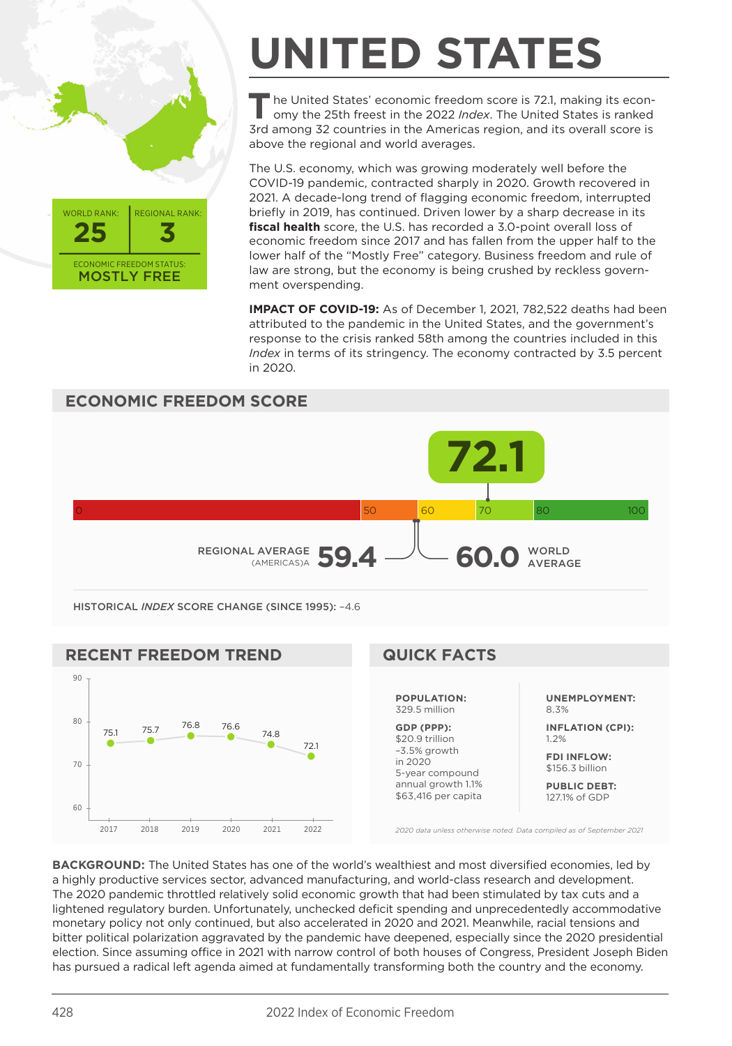# UNITED STATES

WORLD RANK: **25** | REGIONAL RANK: **3**

ECONOMIC FREEDOM STATUS: **MOSTLY FREE**

The United States' economic freedom score is 72.1, making its economy the 25th freest in the 2022 *Index*. The United States is ranked 3rd among 32 countries in the Americas region, and its overall score is above the regional and world averages.

The U.S. economy, which was growing moderately well before the COVID-19 pandemic, contracted sharply in 2020. Growth recovered in 2021. A decade-long trend of flagging economic freedom, interrupted briefly in 2019, has continued. Driven lower by a sharp decrease in its **fiscal health** score, the U.S. has recorded a 3.0-point overall loss of economic freedom since 2017 and has fallen from the upper half to the lower half of the "Mostly Free" category. Business freedom and rule of law are strong, but the economy is being crushed by reckless government overspending.

**IMPACT OF COVID-19:** As of December 1, 2021, 782,522 deaths had been attributed to the pandemic in the United States, and the government's response to the crisis ranked 58th among the countries included in this *Index* in terms of its stringency. The economy contracted by 3.5 percent in 2020.

## ECONOMIC FREEDOM SCORE

**72.1**

REGIONAL AVERAGE (AMERICAS): **59.4**

WORLD AVERAGE: **60.0**

HISTORICAL *INDEX* SCORE CHANGE (SINCE 1995): –4.6

## RECENT FREEDOM TREND

| 2017 | 2018 | 2019 | 2020 | 2021 | 2022 |
|---|---|---|---|---|---|
| 75.1 | 75.7 | 76.8 | 76.6 | 74.8 | 72.1 |

## QUICK FACTS

**POPULATION:** 329.5 million

**GDP (PPP):** $20.9 trillion
–3.5% growth in 2020
5-year compound annual growth 1.1%
$63,416 per capita

**UNEMPLOYMENT:** 8.3%

**INFLATION (CPI):** 1.2%

**FDI INFLOW:** $156.3 billion

**PUBLIC DEBT:** 127.1% of GDP

*2020 data unless otherwise noted. Data compiled as of September 2021*

**BACKGROUND:** The United States has one of the world's wealthiest and most diversified economies, led by a highly productive services sector, advanced manufacturing, and world-class research and development. The 2020 pandemic throttled relatively solid economic growth that had been stimulated by tax cuts and a lightened regulatory burden. Unfortunately, unchecked deficit spending and unprecedentedly accommodative monetary policy not only continued, but also accelerated in 2020 and 2021. Meanwhile, racial tensions and bitter political polarization aggravated by the pandemic have deepened, especially since the 2020 presidential election. Since assuming office in 2021 with narrow control of both houses of Congress, President Joseph Biden has pursued a radical left agenda aimed at fundamentally transforming both the country and the economy.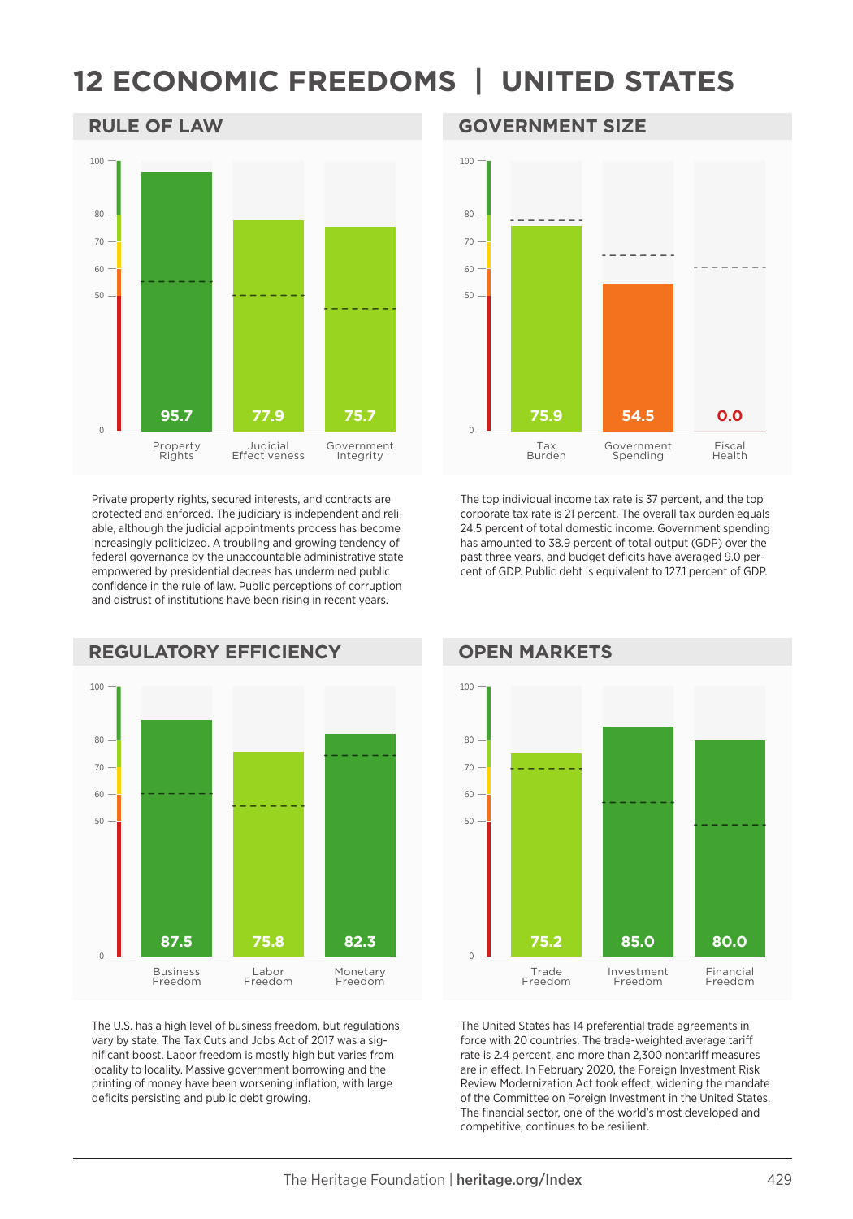# 12 ECONOMIC FREEDOMS | UNITED STATES

## RULE OF LAW

100
80
70
60
50
0

95.7
Property Rights

77.9
Judicial Effectiveness

75.7
Government Integrity

Private property rights, secured interests, and contracts are protected and enforced. The judiciary is independent and reliable, although the judicial appointments process has become increasingly politicized. A troubling and growing tendency of federal governance by the unaccountable administrative state empowered by presidential decrees has undermined public confidence in the rule of law. Public perceptions of corruption and distrust of institutions have been rising in recent years.

## GOVERNMENT SIZE

100
80
70
60
50
0

75.9
Tax Burden

54.5
Government Spending

0.0
Fiscal Health

The top individual income tax rate is 37 percent, and the top corporate tax rate is 21 percent. The overall tax burden equals 24.5 percent of total domestic income. Government spending has amounted to 38.9 percent of total output (GDP) over the past three years, and budget deficits have averaged 9.0 percent of GDP. Public debt is equivalent to 127.1 percent of GDP.

## REGULATORY EFFICIENCY

100
80
70
60
50
0

87.5
Business Freedom

75.8
Labor Freedom

82.3
Monetary Freedom

The U.S. has a high level of business freedom, but regulations vary by state. The Tax Cuts and Jobs Act of 2017 was a significant boost. Labor freedom is mostly high but varies from locality to locality. Massive government borrowing and the printing of money have been worsening inflation, with large deficits persisting and public debt growing.

## OPEN MARKETS

100
80
70
60
50
0

75.2
Trade Freedom

85.0
Investment Freedom

80.0
Financial Freedom

The United States has 14 preferential trade agreements in force with 20 countries. The trade-weighted average tariff rate is 2.4 percent, and more than 2,300 nontariff measures are in effect. In February 2020, the Foreign Investment Risk Review Modernization Act took effect, widening the mandate of the Committee on Foreign Investment in the United States. The financial sector, one of the world's most developed and competitive, continues to be resilient.